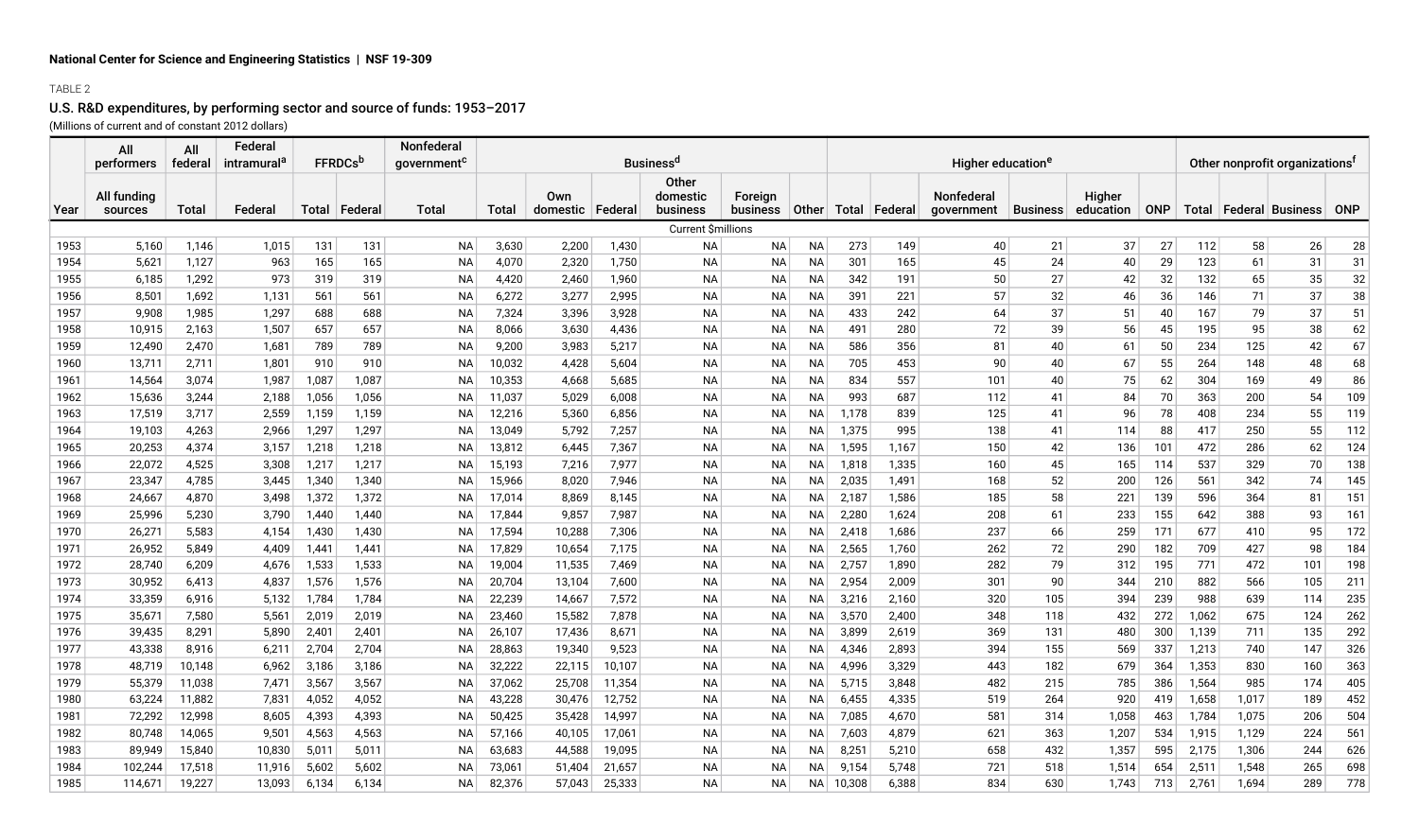National Center for Science and Engineering Statistics | NSF 19-309

TABLE 2

## U.S. R&D expenditures, by performing sector and source of funds: 1953–2017

(Millions of current and of constant 2012 dollars)

| | All performers | All federal | Federal intramural[a] | FFRDCs[b] | | Nonfederal government[c] | Business[d] | | | | | | Higher education[e] | | | | | | Other nonprofit organizations[f] | | | |
|---|---|---|---|---|---|---|---|---|---|---|---|---|---|---|---|---|---|---|---|---|---|---|
| Year | All funding sources | Total | Federal | Total | Federal | Total | Total | Own domestic | Federal | Other domestic business | Foreign business | Other | Total | Federal | Nonfederal government | Business | Higher education | ONP | Total | Federal | Business | ONP |
| Current $millions | | | | | | | | | | | | | | | | | | | | | | |
| 1953 | 5,160 | 1,146 | 1,015 | 131 | 131 | NA | 3,630 | 2,200 | 1,430 | NA | NA | NA | 273 | 149 | 40 | 21 | 37 | 27 | 112 | 58 | 26 | 28 |
| 1954 | 5,621 | 1,127 | 963 | 165 | 165 | NA | 4,070 | 2,320 | 1,750 | NA | NA | NA | 301 | 165 | 45 | 24 | 40 | 29 | 123 | 61 | 31 | 31 |
| 1955 | 6,185 | 1,292 | 973 | 319 | 319 | NA | 4,420 | 2,460 | 1,960 | NA | NA | NA | 342 | 191 | 50 | 27 | 42 | 32 | 132 | 65 | 35 | 32 |
| 1956 | 8,501 | 1,692 | 1,131 | 561 | 561 | NA | 6,272 | 3,277 | 2,995 | NA | NA | NA | 391 | 221 | 57 | 32 | 46 | 36 | 146 | 71 | 37 | 38 |
| 1957 | 9,908 | 1,985 | 1,297 | 688 | 688 | NA | 7,324 | 3,396 | 3,928 | NA | NA | NA | 433 | 242 | 64 | 37 | 51 | 40 | 167 | 79 | 37 | 51 |
| 1958 | 10,915 | 2,163 | 1,507 | 657 | 657 | NA | 8,066 | 3,630 | 4,436 | NA | NA | NA | 491 | 280 | 72 | 39 | 56 | 45 | 195 | 95 | 38 | 62 |
| 1959 | 12,490 | 2,470 | 1,681 | 789 | 789 | NA | 9,200 | 3,983 | 5,217 | NA | NA | NA | 586 | 356 | 81 | 40 | 61 | 50 | 234 | 125 | 42 | 67 |
| 1960 | 13,711 | 2,711 | 1,801 | 910 | 910 | NA | 10,032 | 4,428 | 5,604 | NA | NA | NA | 705 | 453 | 90 | 40 | 67 | 55 | 264 | 148 | 48 | 68 |
| 1961 | 14,564 | 3,074 | 1,987 | 1,087 | 1,087 | NA | 10,353 | 4,668 | 5,685 | NA | NA | NA | 834 | 557 | 101 | 40 | 75 | 62 | 304 | 169 | 49 | 86 |
| 1962 | 15,636 | 3,244 | 2,188 | 1,056 | 1,056 | NA | 11,037 | 5,029 | 6,008 | NA | NA | NA | 993 | 687 | 112 | 41 | 84 | 70 | 363 | 200 | 54 | 109 |
| 1963 | 17,519 | 3,717 | 2,559 | 1,159 | 1,159 | NA | 12,216 | 5,360 | 6,856 | NA | NA | NA | 1,178 | 839 | 125 | 41 | 96 | 78 | 408 | 234 | 55 | 119 |
| 1964 | 19,103 | 4,263 | 2,966 | 1,297 | 1,297 | NA | 13,049 | 5,792 | 7,257 | NA | NA | NA | 1,375 | 995 | 138 | 41 | 114 | 88 | 417 | 250 | 55 | 112 |
| 1965 | 20,253 | 4,374 | 3,157 | 1,218 | 1,218 | NA | 13,812 | 6,445 | 7,367 | NA | NA | NA | 1,595 | 1,167 | 150 | 42 | 136 | 101 | 472 | 286 | 62 | 124 |
| 1966 | 22,072 | 4,525 | 3,308 | 1,217 | 1,217 | NA | 15,193 | 7,216 | 7,977 | NA | NA | NA | 1,818 | 1,335 | 160 | 45 | 165 | 114 | 537 | 329 | 70 | 138 |
| 1967 | 23,347 | 4,785 | 3,445 | 1,340 | 1,340 | NA | 15,966 | 8,020 | 7,946 | NA | NA | NA | 2,035 | 1,491 | 168 | 52 | 200 | 126 | 561 | 342 | 74 | 145 |
| 1968 | 24,667 | 4,870 | 3,498 | 1,372 | 1,372 | NA | 17,014 | 8,869 | 8,145 | NA | NA | NA | 2,187 | 1,586 | 185 | 58 | 221 | 139 | 596 | 364 | 81 | 151 |
| 1969 | 25,996 | 5,230 | 3,790 | 1,440 | 1,440 | NA | 17,844 | 9,857 | 7,987 | NA | NA | NA | 2,280 | 1,624 | 208 | 61 | 233 | 155 | 642 | 388 | 93 | 161 |
| 1970 | 26,271 | 5,583 | 4,154 | 1,430 | 1,430 | NA | 17,594 | 10,288 | 7,306 | NA | NA | NA | 2,418 | 1,686 | 237 | 66 | 259 | 171 | 677 | 410 | 95 | 172 |
| 1971 | 26,952 | 5,849 | 4,409 | 1,441 | 1,441 | NA | 17,829 | 10,654 | 7,175 | NA | NA | NA | 2,565 | 1,760 | 262 | 72 | 290 | 182 | 709 | 427 | 98 | 184 |
| 1972 | 28,740 | 6,209 | 4,676 | 1,533 | 1,533 | NA | 19,004 | 11,535 | 7,469 | NA | NA | NA | 2,757 | 1,890 | 282 | 79 | 312 | 195 | 771 | 472 | 101 | 198 |
| 1973 | 30,952 | 6,413 | 4,837 | 1,576 | 1,576 | NA | 20,704 | 13,104 | 7,600 | NA | NA | NA | 2,954 | 2,009 | 301 | 90 | 344 | 210 | 882 | 566 | 105 | 211 |
| 1974 | 33,359 | 6,916 | 5,132 | 1,784 | 1,784 | NA | 22,239 | 14,667 | 7,572 | NA | NA | NA | 3,216 | 2,160 | 320 | 105 | 394 | 239 | 988 | 639 | 114 | 235 |
| 1975 | 35,671 | 7,580 | 5,561 | 2,019 | 2,019 | NA | 23,460 | 15,582 | 7,878 | NA | NA | NA | 3,570 | 2,400 | 348 | 118 | 432 | 272 | 1,062 | 675 | 124 | 262 |
| 1976 | 39,435 | 8,291 | 5,890 | 2,401 | 2,401 | NA | 26,107 | 17,436 | 8,671 | NA | NA | NA | 3,899 | 2,619 | 369 | 131 | 480 | 300 | 1,139 | 711 | 135 | 292 |
| 1977 | 43,338 | 8,916 | 6,211 | 2,704 | 2,704 | NA | 28,863 | 19,340 | 9,523 | NA | NA | NA | 4,346 | 2,893 | 394 | 155 | 569 | 337 | 1,213 | 740 | 147 | 326 |
| 1978 | 48,719 | 10,148 | 6,962 | 3,186 | 3,186 | NA | 32,222 | 22,115 | 10,107 | NA | NA | NA | 4,996 | 3,329 | 443 | 182 | 679 | 364 | 1,353 | 830 | 160 | 363 |
| 1979 | 55,379 | 11,038 | 7,471 | 3,567 | 3,567 | NA | 37,062 | 25,708 | 11,354 | NA | NA | NA | 5,715 | 3,848 | 482 | 215 | 785 | 386 | 1,564 | 985 | 174 | 405 |
| 1980 | 63,224 | 11,882 | 7,831 | 4,052 | 4,052 | NA | 43,228 | 30,476 | 12,752 | NA | NA | NA | 6,455 | 4,335 | 519 | 264 | 920 | 419 | 1,658 | 1,017 | 189 | 452 |
| 1981 | 72,292 | 12,998 | 8,605 | 4,393 | 4,393 | NA | 50,425 | 35,428 | 14,997 | NA | NA | NA | 7,085 | 4,670 | 581 | 314 | 1,058 | 463 | 1,784 | 1,075 | 206 | 504 |
| 1982 | 80,748 | 14,065 | 9,501 | 4,563 | 4,563 | NA | 57,166 | 40,105 | 17,061 | NA | NA | NA | 7,603 | 4,879 | 621 | 363 | 1,207 | 534 | 1,915 | 1,129 | 224 | 561 |
| 1983 | 89,949 | 15,840 | 10,830 | 5,011 | 5,011 | NA | 63,683 | 44,588 | 19,095 | NA | NA | NA | 8,251 | 5,210 | 658 | 432 | 1,357 | 595 | 2,175 | 1,306 | 244 | 626 |
| 1984 | 102,244 | 17,518 | 11,916 | 5,602 | 5,602 | NA | 73,061 | 51,404 | 21,657 | NA | NA | NA | 9,154 | 5,748 | 721 | 518 | 1,514 | 654 | 2,511 | 1,548 | 265 | 698 |
| 1985 | 114,671 | 19,227 | 13,093 | 6,134 | 6,134 | NA | 82,376 | 57,043 | 25,333 | NA | NA | NA | 10,308 | 6,388 | 834 | 630 | 1,743 | 713 | 2,761 | 1,694 | 289 | 778 |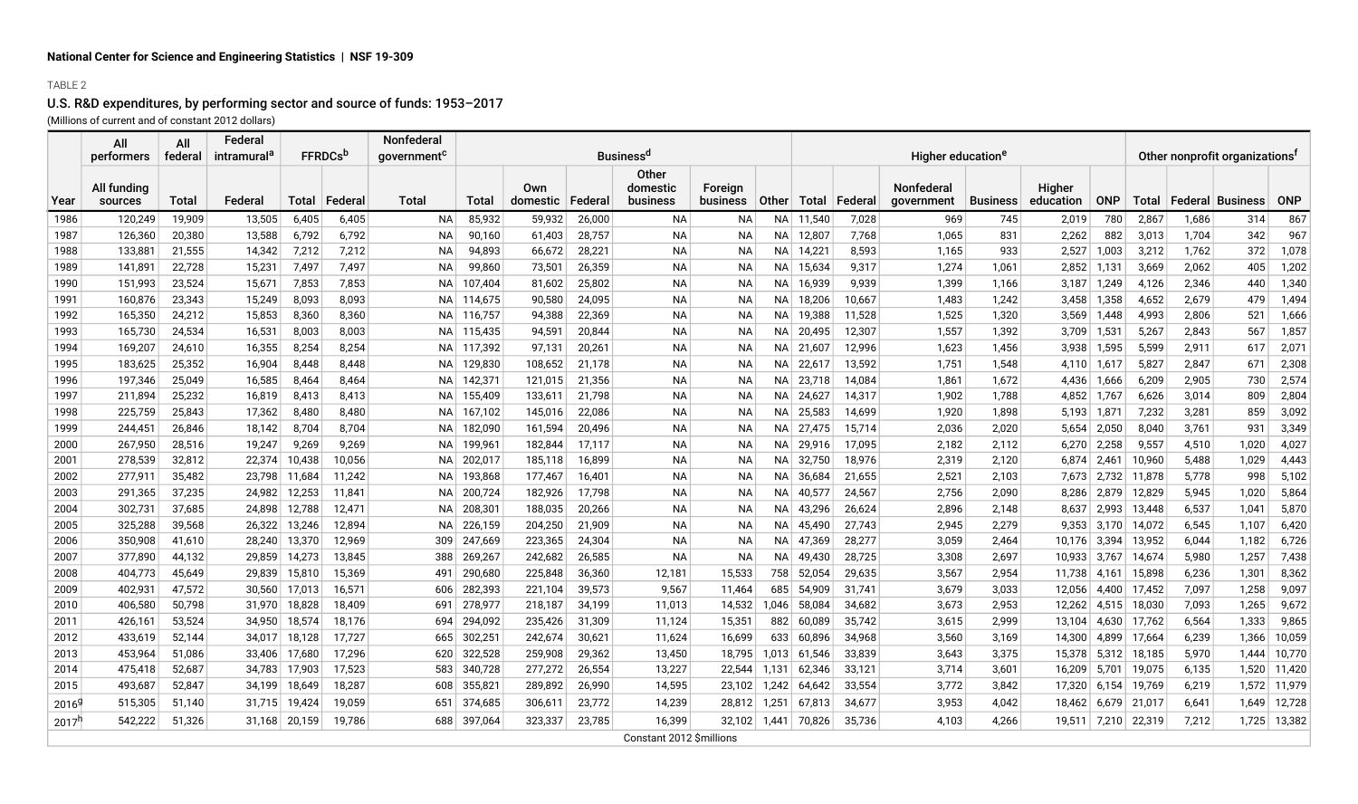National Center for Science and Engineering Statistics | NSF 19-309

TABLE 2

## U.S. R&D expenditures, by performing sector and source of funds: 1953–2017

(Millions of current and of constant 2012 dollars)

| | All performers | All federal | Federal intramural[a] | FFRDCs[b] | | Nonfederal government[c] | Business[d] | | | | | | Higher education[e] | | | | | | Other nonprofit organizations[f] | | | |
|---|---|---|---|---|---|---|---|---|---|---|---|---|---|---|---|---|---|---|---|---|---|---|
| Year | All funding sources | Total | Federal | Total | Federal | Total | Total | Own domestic | Federal | Other domestic business | Foreign business | Other | Total | Federal | Nonfederal government | Business | Higher education | ONP | Total | Federal | Business | ONP |
| 1986 | 120,249 | 19,909 | 13,505 | 6,405 | 6,405 | NA | 85,932 | 59,932 | 26,000 | NA | NA | NA | 11,540 | 7,028 | 969 | 745 | 2,019 | 780 | 2,867 | 1,686 | 314 | 867 |
| 1987 | 126,360 | 20,380 | 13,588 | 6,792 | 6,792 | NA | 90,160 | 61,403 | 28,757 | NA | NA | NA | 12,807 | 7,768 | 1,065 | 831 | 2,262 | 882 | 3,013 | 1,704 | 342 | 967 |
| 1988 | 133,881 | 21,555 | 14,342 | 7,212 | 7,212 | NA | 94,893 | 66,672 | 28,221 | NA | NA | NA | 14,221 | 8,593 | 1,165 | 933 | 2,527 | 1,003 | 3,212 | 1,762 | 372 | 1,078 |
| 1989 | 141,891 | 22,728 | 15,231 | 7,497 | 7,497 | NA | 99,860 | 73,501 | 26,359 | NA | NA | NA | 15,634 | 9,317 | 1,274 | 1,061 | 2,852 | 1,131 | 3,669 | 2,062 | 405 | 1,202 |
| 1990 | 151,993 | 23,524 | 15,671 | 7,853 | 7,853 | NA | 107,404 | 81,602 | 25,802 | NA | NA | NA | 16,939 | 9,939 | 1,399 | 1,166 | 3,187 | 1,249 | 4,126 | 2,346 | 440 | 1,340 |
| 1991 | 160,876 | 23,343 | 15,249 | 8,093 | 8,093 | NA | 114,675 | 90,580 | 24,095 | NA | NA | NA | 18,206 | 10,667 | 1,483 | 1,242 | 3,458 | 1,358 | 4,652 | 2,679 | 479 | 1,494 |
| 1992 | 165,350 | 24,212 | 15,853 | 8,360 | 8,360 | NA | 116,757 | 94,388 | 22,369 | NA | NA | NA | 19,388 | 11,528 | 1,525 | 1,320 | 3,569 | 1,448 | 4,993 | 2,806 | 521 | 1,666 |
| 1993 | 165,730 | 24,534 | 16,531 | 8,003 | 8,003 | NA | 115,435 | 94,591 | 20,844 | NA | NA | NA | 20,495 | 12,307 | 1,557 | 1,392 | 3,709 | 1,531 | 5,267 | 2,843 | 567 | 1,857 |
| 1994 | 169,207 | 24,610 | 16,355 | 8,254 | 8,254 | NA | 117,392 | 97,131 | 20,261 | NA | NA | NA | 21,607 | 12,996 | 1,623 | 1,456 | 3,938 | 1,595 | 5,599 | 2,911 | 617 | 2,071 |
| 1995 | 183,625 | 25,352 | 16,904 | 8,448 | 8,448 | NA | 129,830 | 108,652 | 21,178 | NA | NA | NA | 22,617 | 13,592 | 1,751 | 1,548 | 4,110 | 1,617 | 5,827 | 2,847 | 671 | 2,308 |
| 1996 | 197,346 | 25,049 | 16,585 | 8,464 | 8,464 | NA | 142,371 | 121,015 | 21,356 | NA | NA | NA | 23,718 | 14,084 | 1,861 | 1,672 | 4,436 | 1,666 | 6,209 | 2,905 | 730 | 2,574 |
| 1997 | 211,894 | 25,232 | 16,819 | 8,413 | 8,413 | NA | 155,409 | 133,611 | 21,798 | NA | NA | NA | 24,627 | 14,317 | 1,902 | 1,788 | 4,852 | 1,767 | 6,626 | 3,014 | 809 | 2,804 |
| 1998 | 225,759 | 25,843 | 17,362 | 8,480 | 8,480 | NA | 167,102 | 145,016 | 22,086 | NA | NA | NA | 25,583 | 14,699 | 1,920 | 1,898 | 5,193 | 1,871 | 7,232 | 3,281 | 859 | 3,092 |
| 1999 | 244,451 | 26,846 | 18,142 | 8,704 | 8,704 | NA | 182,090 | 161,594 | 20,496 | NA | NA | NA | 27,475 | 15,714 | 2,036 | 2,020 | 5,654 | 2,050 | 8,040 | 3,761 | 931 | 3,349 |
| 2000 | 267,950 | 28,516 | 19,247 | 9,269 | 9,269 | NA | 199,961 | 182,844 | 17,117 | NA | NA | NA | 29,916 | 17,095 | 2,182 | 2,112 | 6,270 | 2,258 | 9,557 | 4,510 | 1,020 | 4,027 |
| 2001 | 278,539 | 32,812 | 22,374 | 10,438 | 10,056 | NA | 202,017 | 185,118 | 16,899 | NA | NA | NA | 32,750 | 18,976 | 2,319 | 2,120 | 6,874 | 2,461 | 10,960 | 5,488 | 1,029 | 4,443 |
| 2002 | 277,911 | 35,482 | 23,798 | 11,684 | 11,242 | NA | 193,868 | 177,467 | 16,401 | NA | NA | NA | 36,684 | 21,655 | 2,521 | 2,103 | 7,673 | 2,732 | 11,878 | 5,778 | 998 | 5,102 |
| 2003 | 291,365 | 37,235 | 24,982 | 12,253 | 11,841 | NA | 200,724 | 182,926 | 17,798 | NA | NA | NA | 40,577 | 24,567 | 2,756 | 2,090 | 8,286 | 2,879 | 12,829 | 5,945 | 1,020 | 5,864 |
| 2004 | 302,731 | 37,685 | 24,898 | 12,788 | 12,471 | NA | 208,301 | 188,035 | 20,266 | NA | NA | NA | 43,296 | 26,624 | 2,896 | 2,148 | 8,637 | 2,993 | 13,448 | 6,537 | 1,041 | 5,870 |
| 2005 | 325,288 | 39,568 | 26,322 | 13,246 | 12,894 | NA | 226,159 | 204,250 | 21,909 | NA | NA | NA | 45,490 | 27,743 | 2,945 | 2,279 | 9,353 | 3,170 | 14,072 | 6,545 | 1,107 | 6,420 |
| 2006 | 350,908 | 41,610 | 28,240 | 13,370 | 12,969 | 309 | 247,669 | 223,365 | 24,304 | NA | NA | NA | 47,369 | 28,277 | 3,059 | 2,464 | 10,176 | 3,394 | 13,952 | 6,044 | 1,182 | 6,726 |
| 2007 | 377,890 | 44,132 | 29,859 | 14,273 | 13,845 | 388 | 269,267 | 242,682 | 26,585 | NA | NA | NA | 49,430 | 28,725 | 3,308 | 2,697 | 10,933 | 3,767 | 14,674 | 5,980 | 1,257 | 7,438 |
| 2008 | 404,773 | 45,649 | 29,839 | 15,810 | 15,369 | 491 | 290,680 | 225,848 | 36,360 | 12,181 | 15,533 | 758 | 52,054 | 29,635 | 3,567 | 2,954 | 11,738 | 4,161 | 15,898 | 6,236 | 1,301 | 8,362 |
| 2009 | 402,931 | 47,572 | 30,560 | 17,013 | 16,571 | 606 | 282,393 | 221,104 | 39,573 | 9,567 | 11,464 | 685 | 54,909 | 31,741 | 3,679 | 3,033 | 12,056 | 4,400 | 17,452 | 7,097 | 1,258 | 9,097 |
| 2010 | 406,580 | 50,798 | 31,970 | 18,828 | 18,409 | 691 | 278,977 | 218,187 | 34,199 | 11,013 | 14,532 | 1,046 | 58,084 | 34,682 | 3,673 | 2,953 | 12,262 | 4,515 | 18,030 | 7,093 | 1,265 | 9,672 |
| 2011 | 426,161 | 53,524 | 34,950 | 18,574 | 18,176 | 694 | 294,092 | 235,426 | 31,309 | 11,124 | 15,351 | 882 | 60,089 | 35,742 | 3,615 | 2,999 | 13,104 | 4,630 | 17,762 | 6,564 | 1,333 | 9,865 |
| 2012 | 433,619 | 52,144 | 34,017 | 18,128 | 17,727 | 665 | 302,251 | 242,674 | 30,621 | 11,624 | 16,699 | 633 | 60,896 | 34,968 | 3,560 | 3,169 | 14,300 | 4,899 | 17,664 | 6,239 | 1,366 | 10,059 |
| 2013 | 453,964 | 51,086 | 33,406 | 17,680 | 17,296 | 620 | 322,528 | 259,908 | 29,362 | 13,450 | 18,795 | 1,013 | 61,546 | 33,839 | 3,643 | 3,375 | 15,378 | 5,312 | 18,185 | 5,970 | 1,444 | 10,770 |
| 2014 | 475,418 | 52,687 | 34,783 | 17,903 | 17,523 | 583 | 340,728 | 277,272 | 26,554 | 13,227 | 22,544 | 1,131 | 62,346 | 33,121 | 3,714 | 3,601 | 16,209 | 5,701 | 19,075 | 6,135 | 1,520 | 11,420 |
| 2015 | 493,687 | 52,847 | 34,199 | 18,649 | 18,287 | 608 | 355,821 | 289,892 | 26,990 | 14,595 | 23,102 | 1,242 | 64,642 | 33,554 | 3,772 | 3,842 | 17,320 | 6,154 | 19,769 | 6,219 | 1,572 | 11,979 |
| 2016[g] | 515,305 | 51,140 | 31,715 | 19,424 | 19,059 | 651 | 374,685 | 306,611 | 23,772 | 14,239 | 28,812 | 1,251 | 67,813 | 34,677 | 3,953 | 4,042 | 18,462 | 6,679 | 21,017 | 6,641 | 1,649 | 12,728 |
| 2017[h] | 542,222 | 51,326 | 31,168 | 20,159 | 19,786 | 688 | 397,064 | 323,337 | 23,785 | 16,399 | 32,102 | 1,441 | 70,826 | 35,736 | 4,103 | 4,266 | 19,511 | 7,210 | 22,319 | 7,212 | 1,725 | 13,382 |
| Constant 2012 $millions | | | | | | | | | | | | | | | | | | | | | | |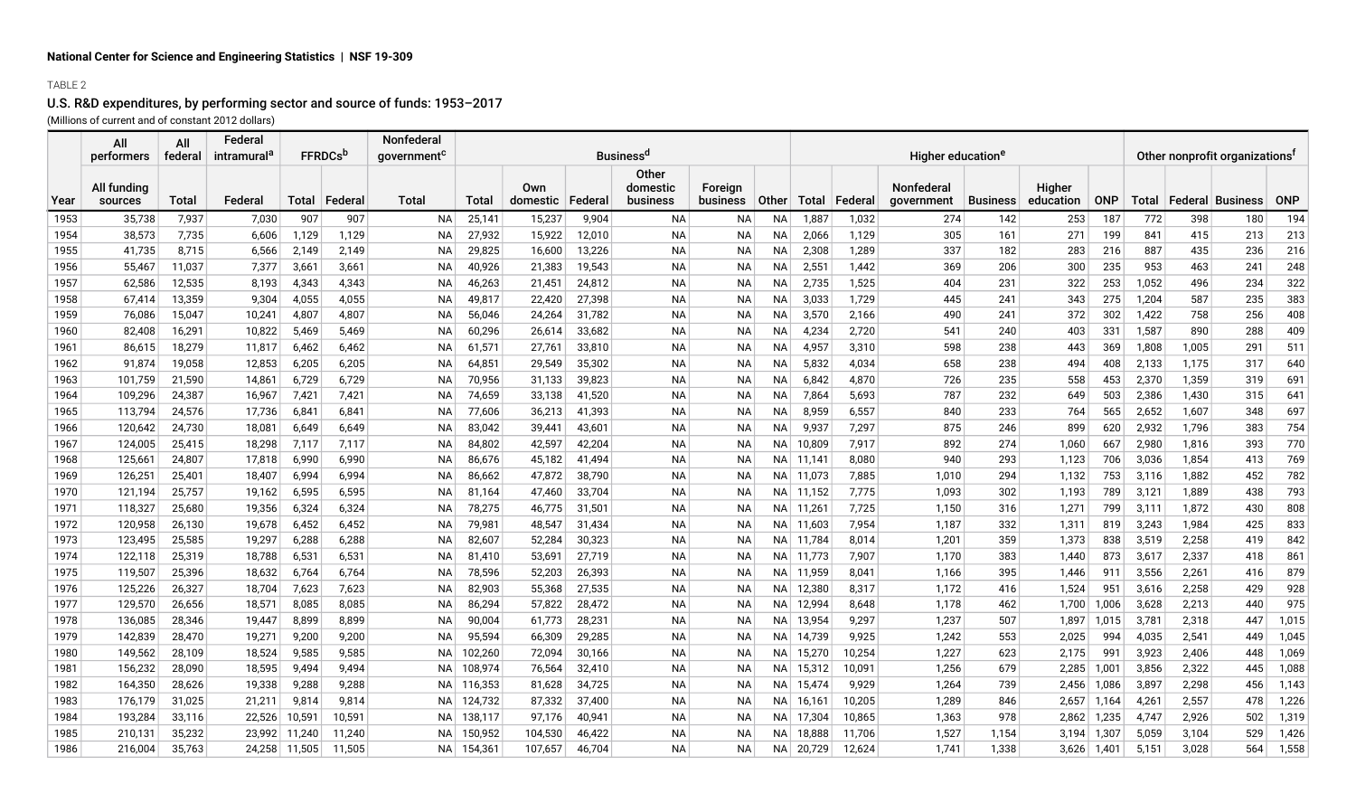National Center for Science and Engineering Statistics | NSF 19-309

TABLE 2

## U.S. R&D expenditures, by performing sector and source of funds: 1953–2017

(Millions of current and of constant 2012 dollars)

| | All performers | All federal | Federal intramural[a] | FFRDCs[b] | | Nonfederal government[c] | Business[d] | | | | | | Higher education[e] | | | | | | Other nonprofit organizations[f] | | | |
|---|---|---|---|---|---|---|---|---|---|---|---|---|---|---|---|---|---|---|---|---|---|---|
| Year | All funding sources | Total | Federal | Total | Federal | Total | Total | Own domestic | Federal | Other domestic business | Foreign business | Other | Total | Federal | Nonfederal government | Business | Higher education | ONP | Total | Federal | Business | ONP |
| 1953 | 35,738 | 7,937 | 7,030 | 907 | 907 | NA | 25,141 | 15,237 | 9,904 | NA | NA | NA | 1,887 | 1,032 | 274 | 142 | 253 | 187 | 772 | 398 | 180 | 194 |
| 1954 | 38,573 | 7,735 | 6,606 | 1,129 | 1,129 | NA | 27,932 | 15,922 | 12,010 | NA | NA | NA | 2,066 | 1,129 | 305 | 161 | 271 | 199 | 841 | 415 | 213 | 213 |
| 1955 | 41,735 | 8,715 | 6,566 | 2,149 | 2,149 | NA | 29,825 | 16,600 | 13,226 | NA | NA | NA | 2,308 | 1,289 | 337 | 182 | 283 | 216 | 887 | 435 | 236 | 216 |
| 1956 | 55,467 | 11,037 | 7,377 | 3,661 | 3,661 | NA | 40,926 | 21,383 | 19,543 | NA | NA | NA | 2,551 | 1,442 | 369 | 206 | 300 | 235 | 953 | 463 | 241 | 248 |
| 1957 | 62,586 | 12,535 | 8,193 | 4,343 | 4,343 | NA | 46,263 | 21,451 | 24,812 | NA | NA | NA | 2,735 | 1,525 | 404 | 231 | 322 | 253 | 1,052 | 496 | 234 | 322 |
| 1958 | 67,414 | 13,359 | 9,304 | 4,055 | 4,055 | NA | 49,817 | 22,420 | 27,398 | NA | NA | NA | 3,033 | 1,729 | 445 | 241 | 343 | 275 | 1,204 | 587 | 235 | 383 |
| 1959 | 76,086 | 15,047 | 10,241 | 4,807 | 4,807 | NA | 56,046 | 24,264 | 31,782 | NA | NA | NA | 3,570 | 2,166 | 490 | 241 | 372 | 302 | 1,422 | 758 | 256 | 408 |
| 1960 | 82,408 | 16,291 | 10,822 | 5,469 | 5,469 | NA | 60,296 | 26,614 | 33,682 | NA | NA | NA | 4,234 | 2,720 | 541 | 240 | 403 | 331 | 1,587 | 890 | 288 | 409 |
| 1961 | 86,615 | 18,279 | 11,817 | 6,462 | 6,462 | NA | 61,571 | 27,761 | 33,810 | NA | NA | NA | 4,957 | 3,310 | 598 | 238 | 443 | 369 | 1,808 | 1,005 | 291 | 511 |
| 1962 | 91,874 | 19,058 | 12,853 | 6,205 | 6,205 | NA | 64,851 | 29,549 | 35,302 | NA | NA | NA | 5,832 | 4,034 | 658 | 238 | 494 | 408 | 2,133 | 1,175 | 317 | 640 |
| 1963 | 101,759 | 21,590 | 14,861 | 6,729 | 6,729 | NA | 70,956 | 31,133 | 39,823 | NA | NA | NA | 6,842 | 4,870 | 726 | 235 | 558 | 453 | 2,370 | 1,359 | 319 | 691 |
| 1964 | 109,296 | 24,387 | 16,967 | 7,421 | 7,421 | NA | 74,659 | 33,138 | 41,520 | NA | NA | NA | 7,864 | 5,693 | 787 | 232 | 649 | 503 | 2,386 | 1,430 | 315 | 641 |
| 1965 | 113,794 | 24,576 | 17,736 | 6,841 | 6,841 | NA | 77,606 | 36,213 | 41,393 | NA | NA | NA | 8,959 | 6,557 | 840 | 233 | 764 | 565 | 2,652 | 1,607 | 348 | 697 |
| 1966 | 120,642 | 24,730 | 18,081 | 6,649 | 6,649 | NA | 83,042 | 39,441 | 43,601 | NA | NA | NA | 9,937 | 7,297 | 875 | 246 | 899 | 620 | 2,932 | 1,796 | 383 | 754 |
| 1967 | 124,005 | 25,415 | 18,298 | 7,117 | 7,117 | NA | 84,802 | 42,597 | 42,204 | NA | NA | NA | 10,809 | 7,917 | 892 | 274 | 1,060 | 667 | 2,980 | 1,816 | 393 | 770 |
| 1968 | 125,661 | 24,807 | 17,818 | 6,990 | 6,990 | NA | 86,676 | 45,182 | 41,494 | NA | NA | NA | 11,141 | 8,080 | 940 | 293 | 1,123 | 706 | 3,036 | 1,854 | 413 | 769 |
| 1969 | 126,251 | 25,401 | 18,407 | 6,994 | 6,994 | NA | 86,662 | 47,872 | 38,790 | NA | NA | NA | 11,073 | 7,885 | 1,010 | 294 | 1,132 | 753 | 3,116 | 1,882 | 452 | 782 |
| 1970 | 121,194 | 25,757 | 19,162 | 6,595 | 6,595 | NA | 81,164 | 47,460 | 33,704 | NA | NA | NA | 11,152 | 7,775 | 1,093 | 302 | 1,193 | 789 | 3,121 | 1,889 | 438 | 793 |
| 1971 | 118,327 | 25,680 | 19,356 | 6,324 | 6,324 | NA | 78,275 | 46,775 | 31,501 | NA | NA | NA | 11,261 | 7,725 | 1,150 | 316 | 1,271 | 799 | 3,111 | 1,872 | 430 | 808 |
| 1972 | 120,958 | 26,130 | 19,678 | 6,452 | 6,452 | NA | 79,981 | 48,547 | 31,434 | NA | NA | NA | 11,603 | 7,954 | 1,187 | 332 | 1,311 | 819 | 3,243 | 1,984 | 425 | 833 |
| 1973 | 123,495 | 25,585 | 19,297 | 6,288 | 6,288 | NA | 82,607 | 52,284 | 30,323 | NA | NA | NA | 11,784 | 8,014 | 1,201 | 359 | 1,373 | 838 | 3,519 | 2,258 | 419 | 842 |
| 1974 | 122,118 | 25,319 | 18,788 | 6,531 | 6,531 | NA | 81,410 | 53,691 | 27,719 | NA | NA | NA | 11,773 | 7,907 | 1,170 | 383 | 1,440 | 873 | 3,617 | 2,337 | 418 | 861 |
| 1975 | 119,507 | 25,396 | 18,632 | 6,764 | 6,764 | NA | 78,596 | 52,203 | 26,393 | NA | NA | NA | 11,959 | 8,041 | 1,166 | 395 | 1,446 | 911 | 3,556 | 2,261 | 416 | 879 |
| 1976 | 125,226 | 26,327 | 18,704 | 7,623 | 7,623 | NA | 82,903 | 55,368 | 27,535 | NA | NA | NA | 12,380 | 8,317 | 1,172 | 416 | 1,524 | 951 | 3,616 | 2,258 | 429 | 928 |
| 1977 | 129,570 | 26,656 | 18,571 | 8,085 | 8,085 | NA | 86,294 | 57,822 | 28,472 | NA | NA | NA | 12,994 | 8,648 | 1,178 | 462 | 1,700 | 1,006 | 3,628 | 2,213 | 440 | 975 |
| 1978 | 136,085 | 28,346 | 19,447 | 8,899 | 8,899 | NA | 90,004 | 61,773 | 28,231 | NA | NA | NA | 13,954 | 9,297 | 1,237 | 507 | 1,897 | 1,015 | 3,781 | 2,318 | 447 | 1,015 |
| 1979 | 142,839 | 28,470 | 19,271 | 9,200 | 9,200 | NA | 95,594 | 66,309 | 29,285 | NA | NA | NA | 14,739 | 9,925 | 1,242 | 553 | 2,025 | 994 | 4,035 | 2,541 | 449 | 1,045 |
| 1980 | 149,562 | 28,109 | 18,524 | 9,585 | 9,585 | NA | 102,260 | 72,094 | 30,166 | NA | NA | NA | 15,270 | 10,254 | 1,227 | 623 | 2,175 | 991 | 3,923 | 2,406 | 448 | 1,069 |
| 1981 | 156,232 | 28,090 | 18,595 | 9,494 | 9,494 | NA | 108,974 | 76,564 | 32,410 | NA | NA | NA | 15,312 | 10,091 | 1,256 | 679 | 2,285 | 1,001 | 3,856 | 2,322 | 445 | 1,088 |
| 1982 | 164,350 | 28,626 | 19,338 | 9,288 | 9,288 | NA | 116,353 | 81,628 | 34,725 | NA | NA | NA | 15,474 | 9,929 | 1,264 | 739 | 2,456 | 1,086 | 3,897 | 2,298 | 456 | 1,143 |
| 1983 | 176,179 | 31,025 | 21,211 | 9,814 | 9,814 | NA | 124,732 | 87,332 | 37,400 | NA | NA | NA | 16,161 | 10,205 | 1,289 | 846 | 2,657 | 1,164 | 4,261 | 2,557 | 478 | 1,226 |
| 1984 | 193,284 | 33,116 | 22,526 | 10,591 | 10,591 | NA | 138,117 | 97,176 | 40,941 | NA | NA | NA | 17,304 | 10,865 | 1,363 | 978 | 2,862 | 1,235 | 4,747 | 2,926 | 502 | 1,319 |
| 1985 | 210,131 | 35,232 | 23,992 | 11,240 | 11,240 | NA | 150,952 | 104,530 | 46,422 | NA | NA | NA | 18,888 | 11,706 | 1,527 | 1,154 | 3,194 | 1,307 | 5,059 | 3,104 | 529 | 1,426 |
| 1986 | 216,004 | 35,763 | 24,258 | 11,505 | 11,505 | NA | 154,361 | 107,657 | 46,704 | NA | NA | NA | 20,729 | 12,624 | 1,741 | 1,338 | 3,626 | 1,401 | 5,151 | 3,028 | 564 | 1,558 |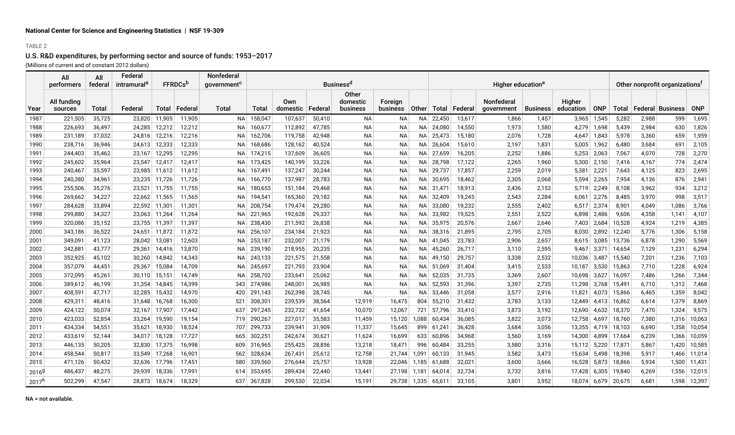National Center for Science and Engineering Statistics | NSF 19-309

TABLE 2

## U.S. R&D expenditures, by performing sector and source of funds: 1953–2017

(Millions of current and of constant 2012 dollars)

| | All performers | All federal | Federal intramural[a] | FFRDCs[b] | | Nonfederal government[c] | Business[d] | | | | | | Higher education[e] | | | | | | Other nonprofit organizations[f] | | | |
|---|---|---|---|---|---|---|---|---|---|---|---|---|---|---|---|---|---|---|---|---|---|---|
| Year | All funding sources | Total | Federal | Total | Federal | Total | Total | Own domestic | Federal | Other domestic business | Foreign business | Other | Total | Federal | Nonfederal government | Business | Higher education | ONP | Total | Federal | Business | ONP |
| 1987 | 221,505 | 35,725 | 23,820 | 11,905 | 11,905 | NA | 158,047 | 107,637 | 50,410 | NA | NA | NA | 22,450 | 13,617 | 1,866 | 1,457 | 3,965 | 1,545 | 5,282 | 2,988 | 599 | 1,695 |
| 1988 | 226,693 | 36,497 | 24,285 | 12,212 | 12,212 | NA | 160,677 | 112,892 | 47,785 | NA | NA | NA | 24,080 | 14,550 | 1,973 | 1,580 | 4,279 | 1,698 | 5,439 | 2,984 | 630 | 1,826 |
| 1989 | 231,189 | 37,032 | 24,816 | 12,216 | 12,216 | NA | 162,706 | 119,758 | 42,948 | NA | NA | NA | 25,473 | 15,180 | 2,076 | 1,728 | 4,647 | 1,843 | 5,978 | 3,360 | 659 | 1,959 |
| 1990 | 238,716 | 36,946 | 24,613 | 12,333 | 12,333 | NA | 168,686 | 128,162 | 40,524 | NA | NA | NA | 26,604 | 15,610 | 2,197 | 1,831 | 5,005 | 1,962 | 6,480 | 3,684 | 691 | 2,105 |
| 1991 | 244,403 | 35,462 | 23,167 | 12,295 | 12,295 | NA | 174,215 | 137,609 | 36,605 | NA | NA | NA | 27,659 | 16,205 | 2,252 | 1,886 | 5,253 | 2,063 | 7,067 | 4,070 | 728 | 2,270 |
| 1992 | 245,602 | 35,964 | 23,547 | 12,417 | 12,417 | NA | 173,425 | 140,199 | 33,226 | NA | NA | NA | 28,798 | 17,122 | 2,265 | 1,960 | 5,300 | 2,150 | 7,416 | 4,167 | 774 | 2,474 |
| 1993 | 240,467 | 35,597 | 23,985 | 11,612 | 11,612 | NA | 167,491 | 137,247 | 30,244 | NA | NA | NA | 29,737 | 17,857 | 2,259 | 2,019 | 5,381 | 2,221 | 7,643 | 4,125 | 823 | 2,695 |
| 1994 | 240,380 | 34,961 | 23,235 | 11,726 | 11,726 | NA | 166,770 | 137,987 | 28,783 | NA | NA | NA | 30,695 | 18,462 | 2,305 | 2,068 | 5,594 | 2,265 | 7,954 | 4,136 | 876 | 2,941 |
| 1995 | 255,506 | 35,276 | 23,521 | 11,755 | 11,755 | NA | 180,653 | 151,184 | 29,468 | NA | NA | NA | 31,471 | 18,913 | 2,436 | 2,153 | 5,719 | 2,249 | 8,108 | 3,962 | 934 | 3,212 |
| 1996 | 269,662 | 34,227 | 22,662 | 11,565 | 11,565 | NA | 194,541 | 165,360 | 29,182 | NA | NA | NA | 32,409 | 19,245 | 2,543 | 2,284 | 6,061 | 2,276 | 8,485 | 3,970 | 998 | 3,517 |
| 1997 | 284,628 | 33,894 | 22,592 | 11,301 | 11,301 | NA | 208,754 | 179,474 | 29,280 | NA | NA | NA | 33,080 | 19,232 | 2,555 | 2,402 | 6,517 | 2,374 | 8,901 | 4,049 | 1,086 | 3,766 |
| 1998 | 299,880 | 34,327 | 23,063 | 11,264 | 11,264 | NA | 221,965 | 192,628 | 29,337 | NA | NA | NA | 33,982 | 19,525 | 2,551 | 2,522 | 6,898 | 2,486 | 9,606 | 4,358 | 1,141 | 4,107 |
| 1999 | 320,086 | 35,152 | 23,755 | 11,397 | 11,397 | NA | 238,430 | 211,592 | 26,838 | NA | NA | NA | 35,975 | 20,576 | 2,667 | 2,646 | 7,403 | 2,684 | 10,528 | 4,924 | 1,219 | 4,385 |
| 2000 | 343,186 | 36,522 | 24,651 | 11,872 | 11,872 | NA | 256,107 | 234,184 | 21,923 | NA | NA | NA | 38,316 | 21,895 | 2,795 | 2,705 | 8,030 | 2,892 | 12,240 | 5,776 | 1,306 | 5,158 |
| 2001 | 349,091 | 41,123 | 28,042 | 13,081 | 12,603 | NA | 253,187 | 232,007 | 21,179 | NA | NA | NA | 41,045 | 23,783 | 2,906 | 2,657 | 8,615 | 3,085 | 13,736 | 6,878 | 1,290 | 5,569 |
| 2002 | 342,881 | 43,777 | 29,361 | 14,416 | 13,870 | NA | 239,190 | 218,955 | 20,235 | NA | NA | NA | 45,260 | 26,717 | 3,110 | 2,595 | 9,467 | 3,371 | 14,654 | 7,129 | 1,231 | 6,294 |
| 2003 | 352,925 | 45,102 | 30,260 | 14,842 | 14,343 | NA | 243,133 | 221,575 | 21,558 | NA | NA | NA | 49,150 | 29,757 | 3,338 | 2,532 | 10,036 | 3,487 | 15,540 | 7,201 | 1,236 | 7,103 |
| 2004 | 357,079 | 44,451 | 29,367 | 15,084 | 14,709 | NA | 245,697 | 221,793 | 23,904 | NA | NA | NA | 51,069 | 31,404 | 3,415 | 2,533 | 10,187 | 3,530 | 15,863 | 7,710 | 1,228 | 6,924 |
| 2005 | 372,095 | 45,261 | 30,110 | 15,151 | 14,749 | NA | 258,702 | 233,641 | 25,062 | NA | NA | NA | 52,035 | 31,735 | 3,369 | 2,607 | 10,698 | 3,627 | 16,097 | 7,486 | 1,266 | 7,344 |
| 2006 | 389,612 | 46,199 | 31,354 | 14,845 | 14,399 | 343 | 274,986 | 248,001 | 26,985 | NA | NA | NA | 52,593 | 31,396 | 3,397 | 2,735 | 11,298 | 3,768 | 15,491 | 6,710 | 1,312 | 7,468 |
| 2007 | 408,591 | 47,717 | 32,285 | 15,432 | 14,970 | 420 | 291,143 | 262,398 | 28,745 | NA | NA | NA | 53,446 | 31,058 | 3,577 | 2,916 | 11,821 | 4,073 | 15,866 | 6,465 | 1,359 | 8,042 |
| 2008 | 429,311 | 48,416 | 31,648 | 16,768 | 16,300 | 521 | 308,301 | 239,539 | 38,564 | 12,919 | 16,475 | 804 | 55,210 | 31,432 | 3,783 | 3,133 | 12,449 | 4,413 | 16,862 | 6,614 | 1,379 | 8,869 |
| 2009 | 424,122 | 50,074 | 32,167 | 17,907 | 17,442 | 637 | 297,245 | 232,732 | 41,654 | 10,070 | 12,067 | 721 | 57,796 | 33,410 | 3,873 | 3,192 | 12,690 | 4,632 | 18,370 | 7,470 | 1,324 | 9,575 |
| 2010 | 423,033 | 52,854 | 33,264 | 19,590 | 19,154 | 719 | 290,267 | 227,017 | 35,583 | 11,459 | 15,120 | 1,088 | 60,434 | 36,085 | 3,822 | 3,073 | 12,758 | 4,697 | 18,760 | 7,380 | 1,316 | 10,063 |
| 2011 | 434,334 | 54,551 | 35,621 | 18,930 | 18,524 | 707 | 299,733 | 239,941 | 31,909 | 11,337 | 15,645 | 899 | 61,241 | 36,428 | 3,684 | 3,056 | 13,355 | 4,719 | 18,103 | 6,690 | 1,358 | 10,054 |
| 2012 | 433,619 | 52,144 | 34,017 | 18,128 | 17,727 | 665 | 302,251 | 242,674 | 30,621 | 11,624 | 16,699 | 633 | 60,896 | 34,968 | 3,560 | 3,169 | 14,300 | 4,899 | 17,664 | 6,239 | 1,366 | 10,059 |
| 2013 | 446,135 | 50,205 | 32,830 | 17,375 | 16,998 | 609 | 316,965 | 255,425 | 28,856 | 13,218 | 18,471 | 996 | 60,484 | 33,255 | 3,580 | 3,316 | 15,112 | 5,220 | 17,871 | 5,867 | 1,420 | 10,585 |
| 2014 | 458,544 | 50,817 | 33,549 | 17,268 | 16,901 | 562 | 328,634 | 267,431 | 25,612 | 12,758 | 21,744 | 1,091 | 60,133 | 31,945 | 3,582 | 3,473 | 15,634 | 5,498 | 18,398 | 5,917 | 1,466 | 11,014 |
| 2015 | 471,126 | 50,432 | 32,636 | 17,796 | 17,451 | 580 | 339,560 | 276,644 | 25,757 | 13,928 | 22,046 | 1,185 | 61,688 | 32,021 | 3,600 | 3,666 | 16,528 | 5,873 | 18,866 | 5,934 | 1,500 | 11,431 |
| 2016[g] | 486,437 | 48,275 | 29,939 | 18,336 | 17,991 | 614 | 353,695 | 289,434 | 22,440 | 13,441 | 27,198 | 1,181 | 64,014 | 32,734 | 3,732 | 3,816 | 17,428 | 6,305 | 19,840 | 6,269 | 1,556 | 12,015 |
| 2017[h] | 502,299 | 47,547 | 28,873 | 18,674 | 18,329 | 637 | 367,828 | 299,530 | 22,034 | 15,191 | 29,738 | 1,335 | 65,611 | 33,105 | 3,801 | 3,952 | 18,074 | 6,679 | 20,675 | 6,681 | 1,598 | 12,397 |

NA = not available.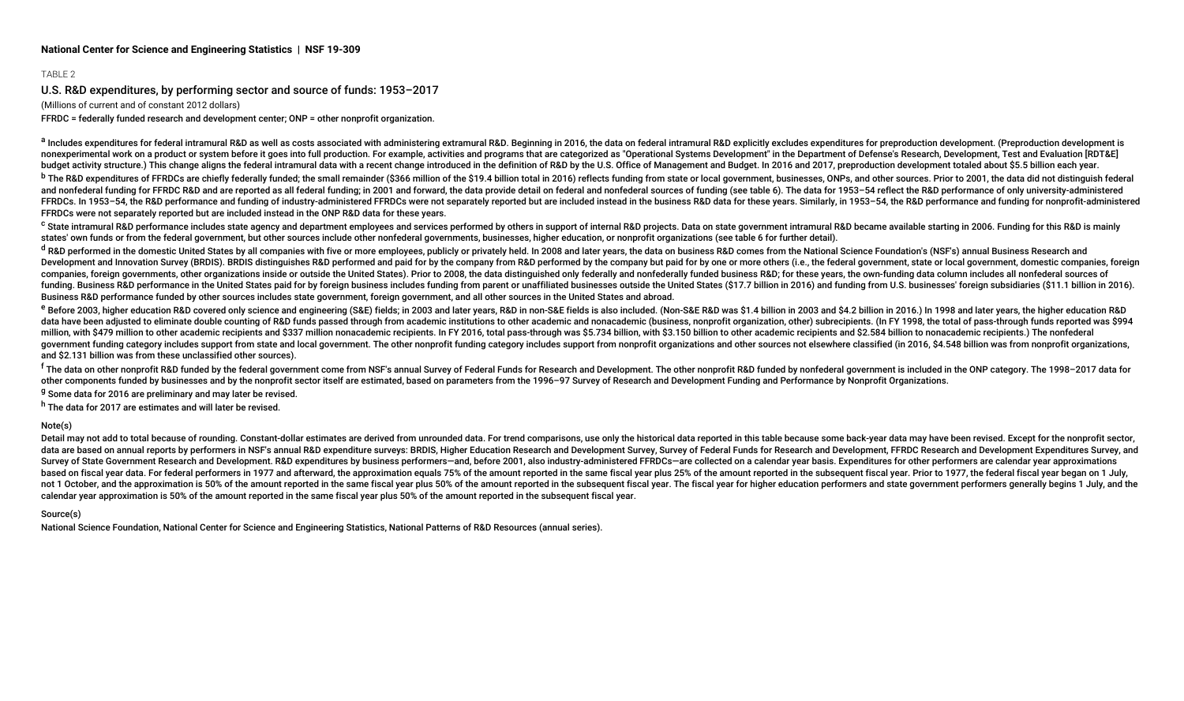National Center for Science and Engineering Statistics | NSF 19-309

TABLE 2

## U.S. R&D expenditures, by performing sector and source of funds: 1953–2017

(Millions of current and of constant 2012 dollars)

FFRDC = federally funded research and development center; ONP = other nonprofit organization.

[a] Includes expenditures for federal intramural R&D as well as costs associated with administering extramural R&D. Beginning in 2016, the data on federal intramural R&D explicitly excludes expenditures for preproduction development. (Preproduction development is nonexperimental work on a product or system before it goes into full production. For example, activities and programs that are categorized as "Operational Systems Development" in the Department of Defense's Research, Development, Test and Evaluation [RDT&E] budget activity structure.) This change aligns the federal intramural data with a recent change introduced in the definition of R&D by the U.S. Office of Management and Budget. In 2016 and 2017, preproduction development totaled about $5.5 billion each year.

[b] The R&D expenditures of FFRDCs are chiefly federally funded; the small remainder ($366 million of the $19.4 billion total in 2016) reflects funding from state or local government, businesses, ONPs, and other sources. Prior to 2001, the data did not distinguish federal and nonfederal funding for FFRDC R&D and are reported as all federal funding; in 2001 and forward, the data provide detail on federal and nonfederal sources of funding (see table 6). The data for 1953–54 reflect the R&D performance of only university-administered FFRDCs. In 1953–54, the R&D performance and funding of industry-administered FFRDCs were not separately reported but are included instead in the business R&D data for these years. Similarly, in 1953–54, the R&D performance and funding for nonprofit-administered FFRDCs were not separately reported but are included instead in the ONP R&D data for these years.

[c] State intramural R&D performance includes state agency and department employees and services performed by others in support of internal R&D projects. Data on state government intramural R&D became available starting in 2006. Funding for this R&D is mainly states' own funds or from the federal government, but other sources include other nonfederal governments, businesses, higher education, or nonprofit organizations (see table 6 for further detail).

[d] R&D performed in the domestic United States by all companies with five or more employees, publicly or privately held. In 2008 and later years, the data on business R&D comes from the National Science Foundation's (NSF's) annual Business Research and Development and Innovation Survey (BRDIS). BRDIS distinguishes R&D performed and paid for by the company from R&D performed by the company but paid for by one or more others (i.e., the federal government, state or local government, domestic companies, foreign companies, foreign governments, other organizations inside or outside the United States). Prior to 2008, the data distinguished only federally and nonfederally funded business R&D; for these years, the own-funding data column includes all nonfederal sources of funding. Business R&D performance in the United States paid for by foreign business includes funding from parent or unaffiliated businesses outside the United States ($17.7 billion in 2016) and funding from U.S. businesses' foreign subsidiaries ($11.1 billion in 2016). Business R&D performance funded by other sources includes state government, foreign government, and all other sources in the United States and abroad.

[e] Before 2003, higher education R&D covered only science and engineering (S&E) fields; in 2003 and later years, R&D in non-S&E fields is also included. (Non-S&E R&D was $1.4 billion in 2003 and $4.2 billion in 2016.) In 1998 and later years, the higher education R&D data have been adjusted to eliminate double counting of R&D funds passed through from academic institutions to other academic and nonacademic (business, nonprofit organization, other) subrecipients. (In FY 1998, the total of pass-through funds reported was $994 million, with $479 million to other academic recipients and $337 million nonacademic recipients. In FY 2016, total pass-through was $5.734 billion, with $3.150 billion to other academic recipients and $2.584 billion to nonacademic recipients.) The nonfederal government funding category includes support from state and local government. The other nonprofit funding category includes support from nonprofit organizations and other sources not elsewhere classified (in 2016, $4.548 billion was from nonprofit organizations, and $2.131 billion was from these unclassified other sources).

[f] The data on other nonprofit R&D funded by the federal government come from NSF's annual Survey of Federal Funds for Research and Development. The other nonprofit R&D funded by nonfederal government is included in the ONP category. The 1998–2017 data for other components funded by businesses and by the nonprofit sector itself are estimated, based on parameters from the 1996–97 Survey of Research and Development Funding and Performance by Nonprofit Organizations.

[g] Some data for 2016 are preliminary and may later be revised.

[h] The data for 2017 are estimates and will later be revised.

Note(s)

Detail may not add to total because of rounding. Constant-dollar estimates are derived from unrounded data. For trend comparisons, use only the historical data reported in this table because some back-year data may have been revised. Except for the nonprofit sector, data are based on annual reports by performers in NSF's annual R&D expenditure surveys: BRDIS, Higher Education Research and Development Survey, Survey of Federal Funds for Research and Development, FFRDC Research and Development Expenditures Survey, and Survey of State Government Research and Development. R&D expenditures by business performers—and, before 2001, also industry-administered FFRDCs—are collected on a calendar year basis. Expenditures for other performers are calendar year approximations based on fiscal year data. For federal performers in 1977 and afterward, the approximation equals 75% of the amount reported in the same fiscal year plus 25% of the amount reported in the subsequent fiscal year. Prior to 1977, the federal fiscal year began on 1 July, not 1 October, and the approximation is 50% of the amount reported in the same fiscal year plus 50% of the amount reported in the subsequent fiscal year. The fiscal year for higher education performers and state government performers generally begins 1 July, and the calendar year approximation is 50% of the amount reported in the same fiscal year plus 50% of the amount reported in the subsequent fiscal year.

Source(s)

National Science Foundation, National Center for Science and Engineering Statistics, National Patterns of R&D Resources (annual series).